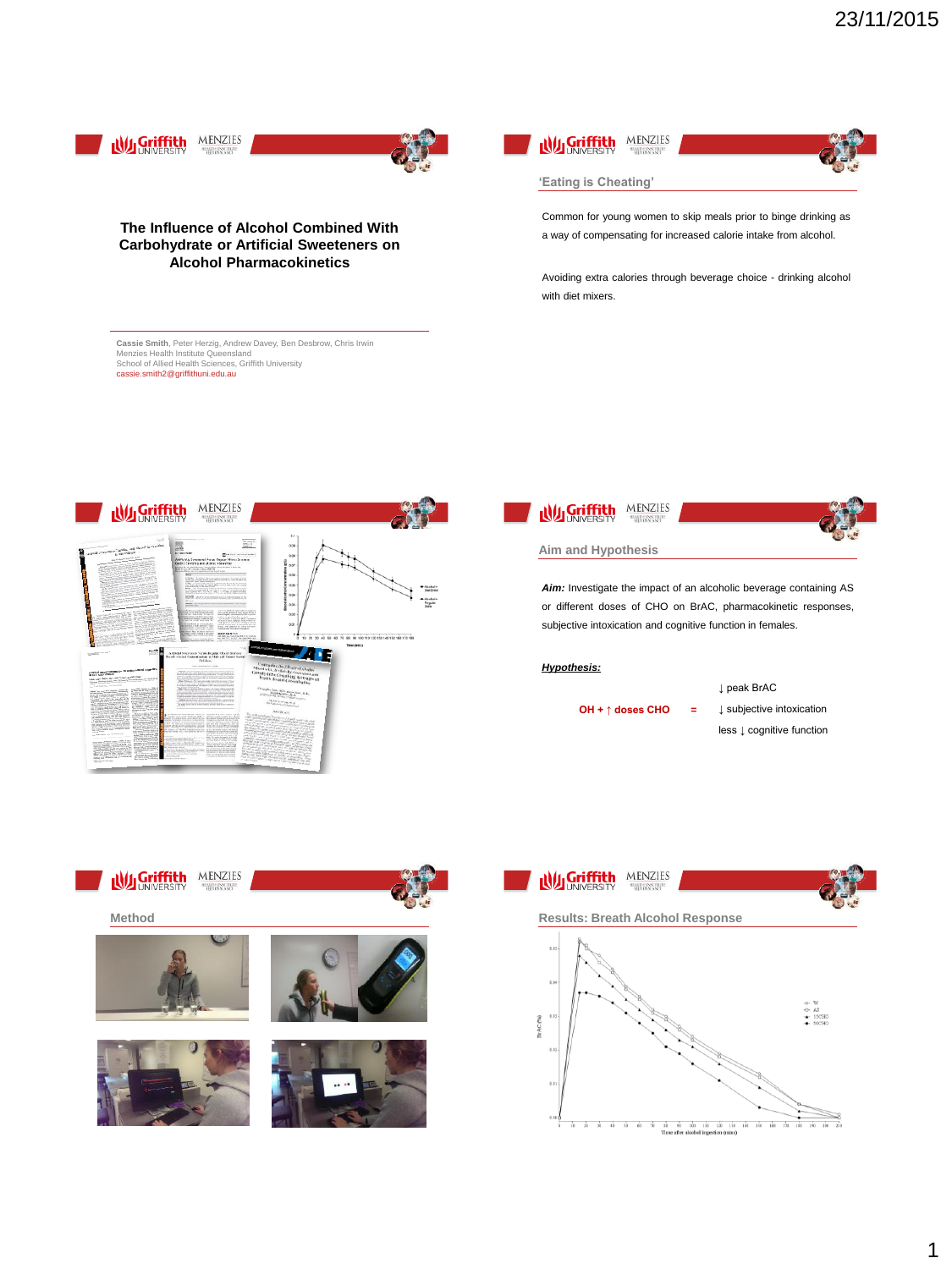## The Influence of Alcohol Combined With Carbohydrate or Artificial Sweeteners on Alcohol Pharmacokinetics

**Cassie Smith**, Peter Herzig, Andrew Davey, Ben Desbrow, Chris Irwin
Menzies Health Institute Queensland
School of Allied Health Sciences, Griffith University
cassie.smith2@griffithuni.edu.au

---

## 'Eating is Cheating'

Common for young women to skip meals prior to binge drinking as a way of compensating for increased calorie intake from alcohol.

Avoiding extra calories through beverage choice - drinking alcohol with diet mixers.

---

## Aim and Hypothesis

***Aim:*** Investigate the impact of an alcoholic beverage containing AS or different doses of CHO on BrAC, pharmacokinetic responses, subjective intoxication and cognitive function in females.

***Hypothesis:***

OH + ↑ doses CHO = ↓ peak BrAC, ↓ subjective intoxication, less ↓ cognitive function

---

## Method

---

## Results: Breath Alcohol Response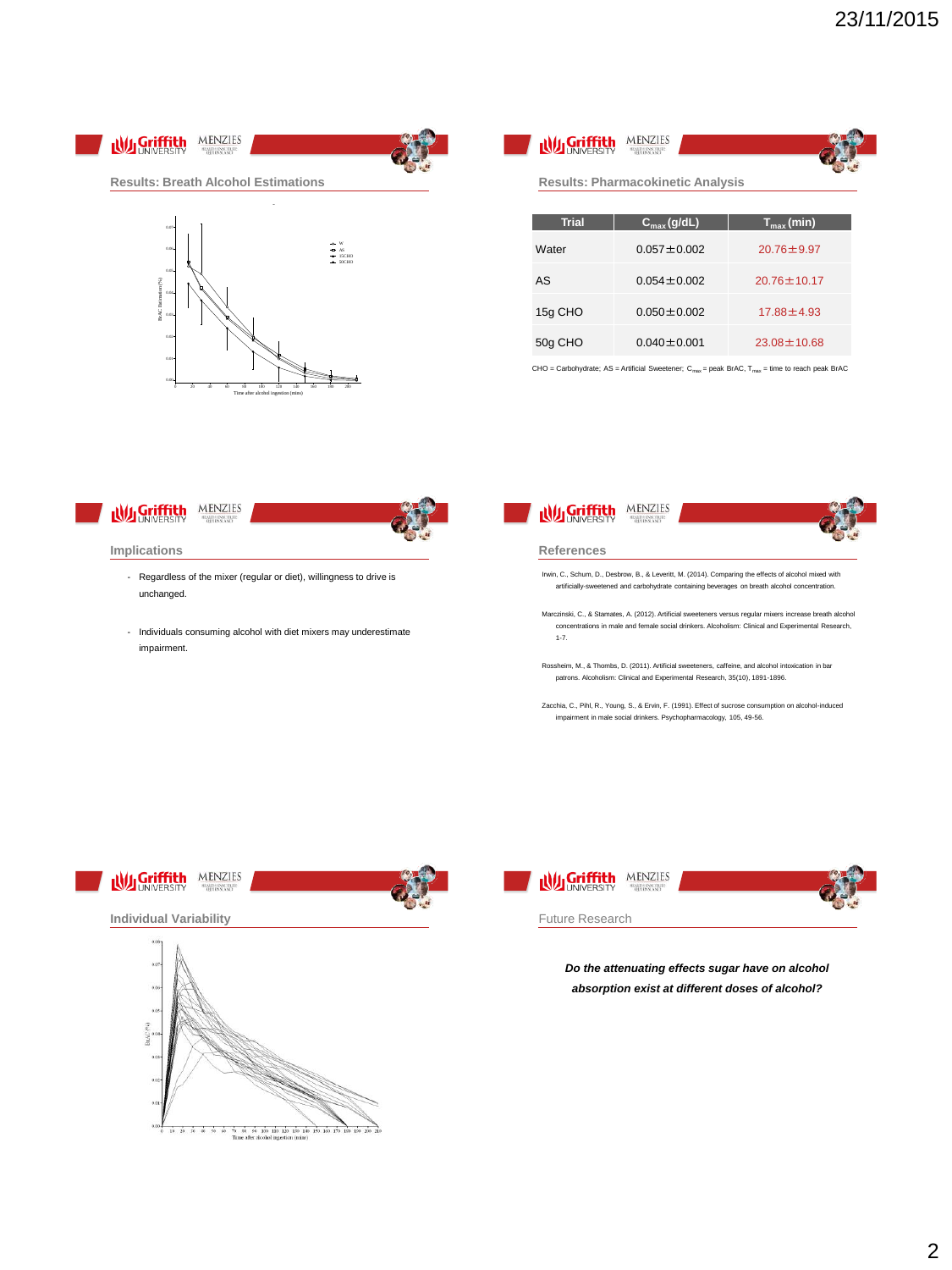## Results: Breath Alcohol Estimations

W
AS
15CHO
50CHO

BrAC Estimation (%)

0.00
0.01
0.02
0.03
0.04
0.05
0.06
0.07

0 20 40 60 80 100 120 140 160 180 200

Time after alcohol ingestion (mins)

## Results: Pharmacokinetic Analysis

| Trial | $C_{max}$ (g/dL) | $T_{max}$ (min) |
| --- | --- | --- |
| Water | 0.057±0.002 | 20.76±9.97 |
| AS | 0.054±0.002 | 20.76±10.17 |
| 15g CHO | 0.050±0.002 | 17.88±4.93 |
| 50g CHO | 0.040±0.001 | 23.08±10.68 |

CHO = Carbohydrate; AS = Artificial Sweetener; $C_{max}$ = peak BrAC, $T_{max}$ = time to reach peak BrAC

## Implications

- Regardless of the mixer (regular or diet), willingness to drive is unchanged.
- Individuals consuming alcohol with diet mixers may underestimate impairment.

## References

Irwin, C., Schum, D., Desbrow, B., & Leveritt, M. (2014). Comparing the effects of alcohol mixed with artificially-sweetened and carbohydrate containing beverages on breath alcohol concentration.

Marczinski, C., & Stamates, A. (2012). Artificial sweeteners versus regular mixers increase breath alcohol concentrations in male and female social drinkers. Alcoholism: Clinical and Experimental Research, 1-7.

Rossheim, M., & Thombs, D. (2011). Artificial sweeteners, caffeine, and alcohol intoxication in bar patrons. Alcoholism: Clinical and Experimental Research, 35(10), 1891-1896.

Zacchia, C., Pihl, R., Young, S., & Ervin, F. (1991). Effect of sucrose consumption on alcohol-induced impairment in male social drinkers. Psychopharmacology, 105, 49-56.

## Individual Variability

BrAC (%)

0.00
0.01
0.02
0.03
0.04
0.05
0.06
0.07
0.08

0 10 20 30 40 50 60 70 80 90 100 110 120 130 140 150 160 170 180 190 200 210

Time after alcohol ingestion (mins)

## Future Research

***Do the attenuating effects sugar have on alcohol absorption exist at different doses of alcohol?***